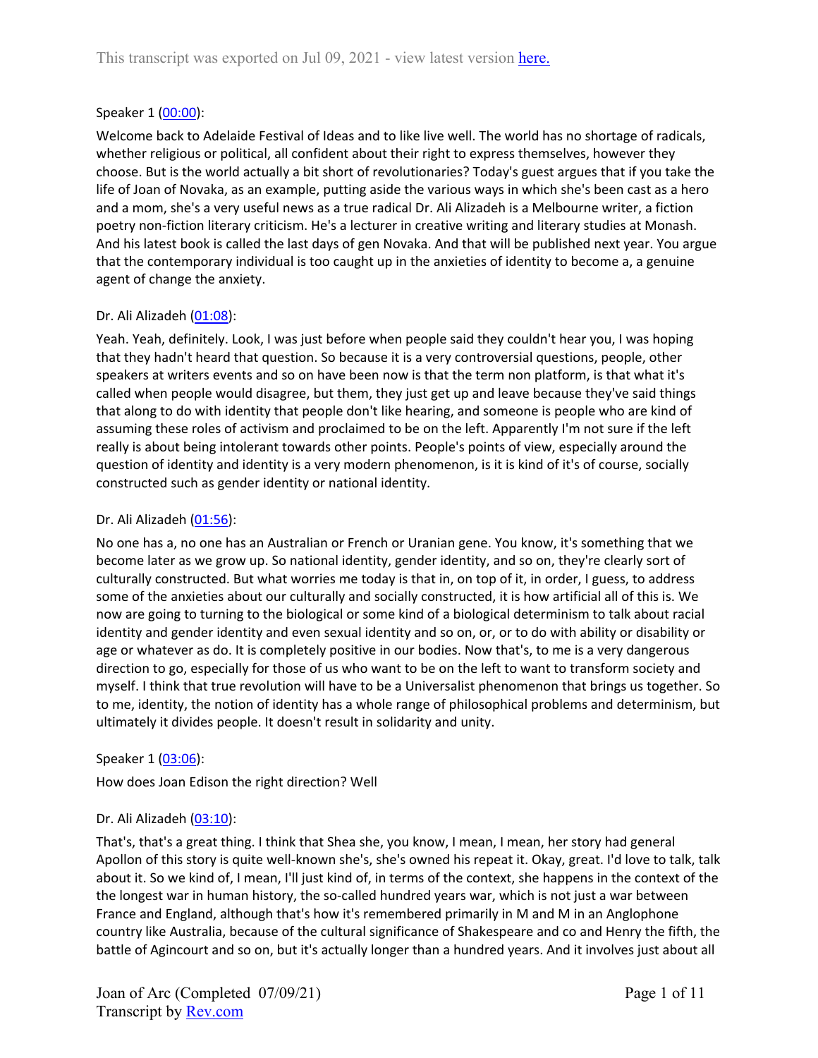This transcript was exported on Jul 09, 2021 - view latest version [here.](#)

Speaker 1 ([00:00](#)):

Welcome back to Adelaide Festival of Ideas and to like live well. The world has no shortage of radicals, whether religious or political, all confident about their right to express themselves, however they choose. But is the world actually a bit short of revolutionaries? Today's guest argues that if you take the life of Joan of Novaka, as an example, putting aside the various ways in which she's been cast as a hero and a mom, she's a very useful news as a true radical Dr. Ali Alizadeh is a Melbourne writer, a fiction poetry non-fiction literary criticism. He's a lecturer in creative writing and literary studies at Monash. And his latest book is called the last days of gen Novaka. And that will be published next year. You argue that the contemporary individual is too caught up in the anxieties of identity to become a, a genuine agent of change the anxiety.

Dr. Ali Alizadeh ([01:08](#)):

Yeah. Yeah, definitely. Look, I was just before when people said they couldn't hear you, I was hoping that they hadn't heard that question. So because it is a very controversial questions, people, other speakers at writers events and so on have been now is that the term non platform, is that what it's called when people would disagree, but them, they just get up and leave because they've said things that along to do with identity that people don't like hearing, and someone is people who are kind of assuming these roles of activism and proclaimed to be on the left. Apparently I'm not sure if the left really is about being intolerant towards other points. People's points of view, especially around the question of identity and identity is a very modern phenomenon, is it is kind of it's of course, socially constructed such as gender identity or national identity.

Dr. Ali Alizadeh ([01:56](#)):

No one has a, no one has an Australian or French or Uranian gene. You know, it's something that we become later as we grow up. So national identity, gender identity, and so on, they're clearly sort of culturally constructed. But what worries me today is that in, on top of it, in order, I guess, to address some of the anxieties about our culturally and socially constructed, it is how artificial all of this is. We now are going to turning to the biological or some kind of a biological determinism to talk about racial identity and gender identity and even sexual identity and so on, or, or to do with ability or disability or age or whatever as do. It is completely positive in our bodies. Now that's, to me is a very dangerous direction to go, especially for those of us who want to be on the left to want to transform society and myself. I think that true revolution will have to be a Universalist phenomenon that brings us together. So to me, identity, the notion of identity has a whole range of philosophical problems and determinism, but ultimately it divides people. It doesn't result in solidarity and unity.

Speaker 1 ([03:06](#)):

How does Joan Edison the right direction? Well

Dr. Ali Alizadeh ([03:10](#)):

That's, that's a great thing. I think that Shea she, you know, I mean, I mean, her story had general Apollon of this story is quite well-known she's, she's owned his repeat it. Okay, great. I'd love to talk, talk about it. So we kind of, I mean, I'll just kind of, in terms of the context, she happens in the context of the the longest war in human history, the so-called hundred years war, which is not just a war between France and England, although that's how it's remembered primarily in M and M in an Anglophone country like Australia, because of the cultural significance of Shakespeare and co and Henry the fifth, the battle of Agincourt and so on, but it's actually longer than a hundred years. And it involves just about all

Joan of Arc (Completed 07/09/21)
Transcript by [Rev.com](#)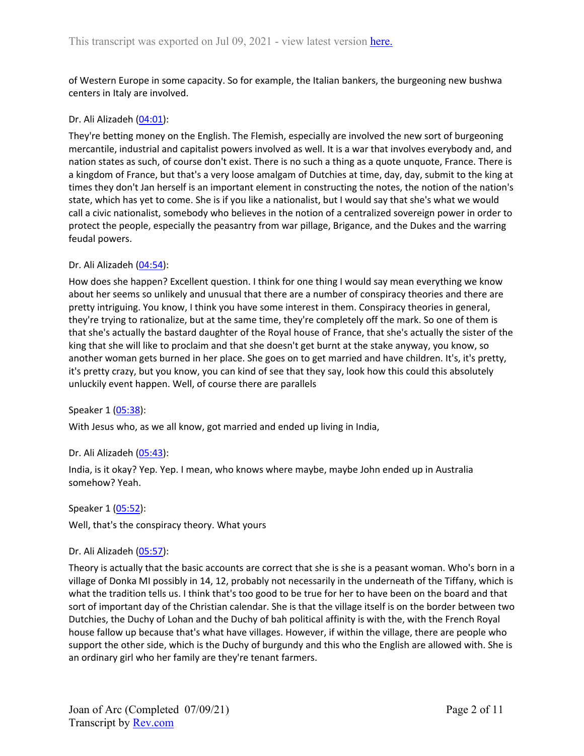of Western Europe in some capacity. So for example, the Italian bankers, the burgeoning new bushwa centers in Italy are involved.

Dr. Ali Alizadeh (04:01):

They're betting money on the English. The Flemish, especially are involved the new sort of burgeoning mercantile, industrial and capitalist powers involved as well. It is a war that involves everybody and, and nation states as such, of course don't exist. There is no such a thing as a quote unquote, France. There is a kingdom of France, but that's a very loose amalgam of Dutchies at time, day, day, submit to the king at times they don't Jan herself is an important element in constructing the notes, the notion of the nation's state, which has yet to come. She is if you like a nationalist, but I would say that she's what we would call a civic nationalist, somebody who believes in the notion of a centralized sovereign power in order to protect the people, especially the peasantry from war pillage, Brigance, and the Dukes and the warring feudal powers.

Dr. Ali Alizadeh (04:54):

How does she happen? Excellent question. I think for one thing I would say mean everything we know about her seems so unlikely and unusual that there are a number of conspiracy theories and there are pretty intriguing. You know, I think you have some interest in them. Conspiracy theories in general, they're trying to rationalize, but at the same time, they're completely off the mark. So one of them is that she's actually the bastard daughter of the Royal house of France, that she's actually the sister of the king that she will like to proclaim and that she doesn't get burnt at the stake anyway, you know, so another woman gets burned in her place. She goes on to get married and have children. It's, it's pretty, it's pretty crazy, but you know, you can kind of see that they say, look how this could this absolutely unluckily event happen. Well, of course there are parallels

Speaker 1 (05:38):

With Jesus who, as we all know, got married and ended up living in India,

Dr. Ali Alizadeh (05:43):

India, is it okay? Yep. Yep. I mean, who knows where maybe, maybe John ended up in Australia somehow? Yeah.

Speaker 1 (05:52):

Well, that's the conspiracy theory. What yours

Dr. Ali Alizadeh (05:57):

Theory is actually that the basic accounts are correct that she is she is a peasant woman. Who's born in a village of Donka MI possibly in 14, 12, probably not necessarily in the underneath of the Tiffany, which is what the tradition tells us. I think that's too good to be true for her to have been on the board and that sort of important day of the Christian calendar. She is that the village itself is on the border between two Dutchies, the Duchy of Lohan and the Duchy of bah political affinity is with the, with the French Royal house fallow up because that's what have villages. However, if within the village, there are people who support the other side, which is the Duchy of burgundy and this who the English are allowed with. She is an ordinary girl who her family are they're tenant farmers.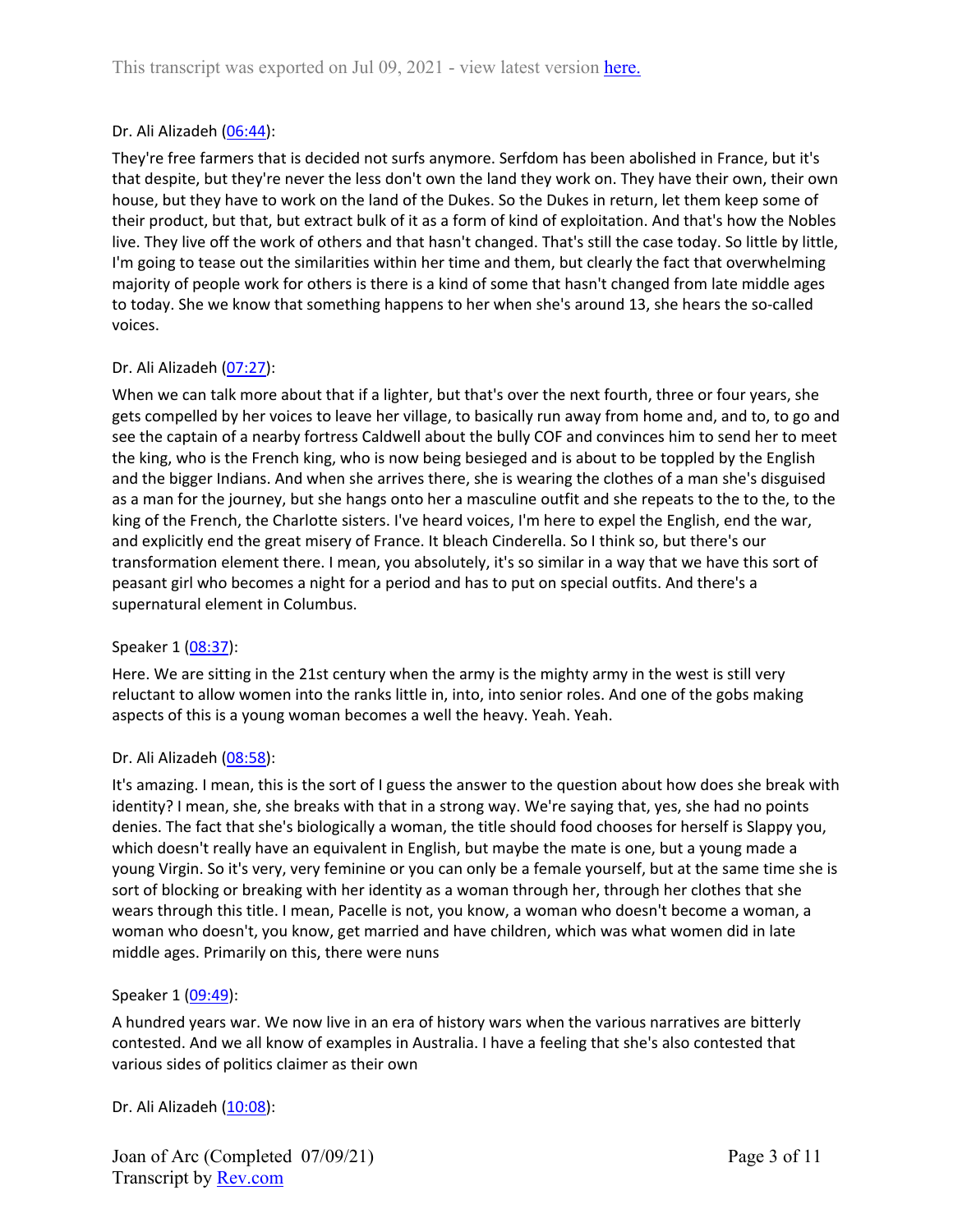This transcript was exported on Jul 09, 2021 - view latest version [here.](#)

Dr. Ali Alizadeh ([06:44](#)):

They're free farmers that is decided not surfs anymore. Serfdom has been abolished in France, but it's that despite, but they're never the less don't own the land they work on. They have their own, their own house, but they have to work on the land of the Dukes. So the Dukes in return, let them keep some of their product, but that, but extract bulk of it as a form of kind of exploitation. And that's how the Nobles live. They live off the work of others and that hasn't changed. That's still the case today. So little by little, I'm going to tease out the similarities within her time and them, but clearly the fact that overwhelming majority of people work for others is there is a kind of some that hasn't changed from late middle ages to today. She we know that something happens to her when she's around 13, she hears the so-called voices.

Dr. Ali Alizadeh ([07:27](#)):

When we can talk more about that if a lighter, but that's over the next fourth, three or four years, she gets compelled by her voices to leave her village, to basically run away from home and, and to, to go and see the captain of a nearby fortress Caldwell about the bully COF and convinces him to send her to meet the king, who is the French king, who is now being besieged and is about to be toppled by the English and the bigger Indians. And when she arrives there, she is wearing the clothes of a man she's disguised as a man for the journey, but she hangs onto her a masculine outfit and she repeats to the to the, to the king of the French, the Charlotte sisters. I've heard voices, I'm here to expel the English, end the war, and explicitly end the great misery of France. It bleach Cinderella. So I think so, but there's our transformation element there. I mean, you absolutely, it's so similar in a way that we have this sort of peasant girl who becomes a night for a period and has to put on special outfits. And there's a supernatural element in Columbus.

Speaker 1 ([08:37](#)):

Here. We are sitting in the 21st century when the army is the mighty army in the west is still very reluctant to allow women into the ranks little in, into, into senior roles. And one of the gobs making aspects of this is a young woman becomes a well the heavy. Yeah. Yeah.

Dr. Ali Alizadeh ([08:58](#)):

It's amazing. I mean, this is the sort of I guess the answer to the question about how does she break with identity? I mean, she, she breaks with that in a strong way. We're saying that, yes, she had no points denies. The fact that she's biologically a woman, the title should food chooses for herself is Slappy you, which doesn't really have an equivalent in English, but maybe the mate is one, but a young made a young Virgin. So it's very, very feminine or you can only be a female yourself, but at the same time she is sort of blocking or breaking with her identity as a woman through her, through her clothes that she wears through this title. I mean, Pacelle is not, you know, a woman who doesn't become a woman, a woman who doesn't, you know, get married and have children, which was what women did in late middle ages. Primarily on this, there were nuns

Speaker 1 ([09:49](#)):

A hundred years war. We now live in an era of history wars when the various narratives are bitterly contested. And we all know of examples in Australia. I have a feeling that she's also contested that various sides of politics claimer as their own

Dr. Ali Alizadeh ([10:08](#)):

Joan of Arc (Completed 07/09/21)
Transcript by [Rev.com](#)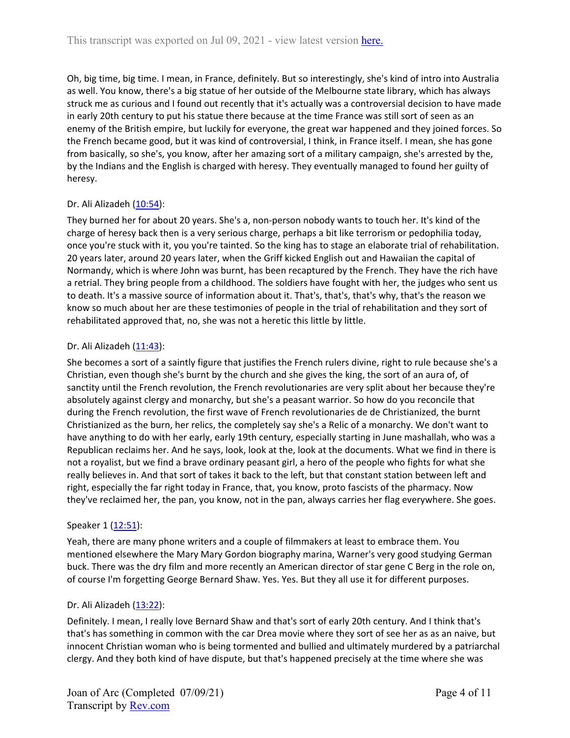Oh, big time, big time. I mean, in France, definitely. But so interestingly, she's kind of intro into Australia as well. You know, there's a big statue of her outside of the Melbourne state library, which has always struck me as curious and I found out recently that it's actually was a controversial decision to have made in early 20th century to put his statue there because at the time France was still sort of seen as an enemy of the British empire, but luckily for everyone, the great war happened and they joined forces. So the French became good, but it was kind of controversial, I think, in France itself. I mean, she has gone from basically, so she's, you know, after her amazing sort of a military campaign, she's arrested by the, by the Indians and the English is charged with heresy. They eventually managed to found her guilty of heresy.

Dr. Ali Alizadeh ([10:54](#)):

They burned her for about 20 years. She's a, non-person nobody wants to touch her. It's kind of the charge of heresy back then is a very serious charge, perhaps a bit like terrorism or pedophilia today, once you're stuck with it, you you're tainted. So the king has to stage an elaborate trial of rehabilitation. 20 years later, around 20 years later, when the Griff kicked English out and Hawaiian the capital of Normandy, which is where John was burnt, has been recaptured by the French. They have the rich have a retrial. They bring people from a childhood. The soldiers have fought with her, the judges who sent us to death. It's a massive source of information about it. That's, that's, that's why, that's the reason we know so much about her are these testimonies of people in the trial of rehabilitation and they sort of rehabilitated approved that, no, she was not a heretic this little by little.

Dr. Ali Alizadeh ([11:43](#)):

She becomes a sort of a saintly figure that justifies the French rulers divine, right to rule because she's a Christian, even though she's burnt by the church and she gives the king, the sort of an aura of, of sanctity until the French revolution, the French revolutionaries are very split about her because they're absolutely against clergy and monarchy, but she's a peasant warrior. So how do you reconcile that during the French revolution, the first wave of French revolutionaries de de Christianized, the burnt Christianized as the burn, her relics, the completely say she's a Relic of a monarchy. We don't want to have anything to do with her early, early 19th century, especially starting in June mashallah, who was a Republican reclaims her. And he says, look, look at the, look at the documents. What we find in there is not a royalist, but we find a brave ordinary peasant girl, a hero of the people who fights for what she really believes in. And that sort of takes it back to the left, but that constant station between left and right, especially the far right today in France, that, you know, proto fascists of the pharmacy. Now they've reclaimed her, the pan, you know, not in the pan, always carries her flag everywhere. She goes.

Speaker 1 ([12:51](#)):

Yeah, there are many phone writers and a couple of filmmakers at least to embrace them. You mentioned elsewhere the Mary Mary Gordon biography marina, Warner's very good studying German buck. There was the dry film and more recently an American director of star gene C Berg in the role on, of course I'm forgetting George Bernard Shaw. Yes. Yes. But they all use it for different purposes.

Dr. Ali Alizadeh ([13:22](#)):

Definitely. I mean, I really love Bernard Shaw and that's sort of early 20th century. And I think that's that's has something in common with the car Drea movie where they sort of see her as an naive, but innocent Christian woman who is being tormented and bullied and ultimately murdered by a patriarchal clergy. And they both kind of have dispute, but that's happened precisely at the time where she was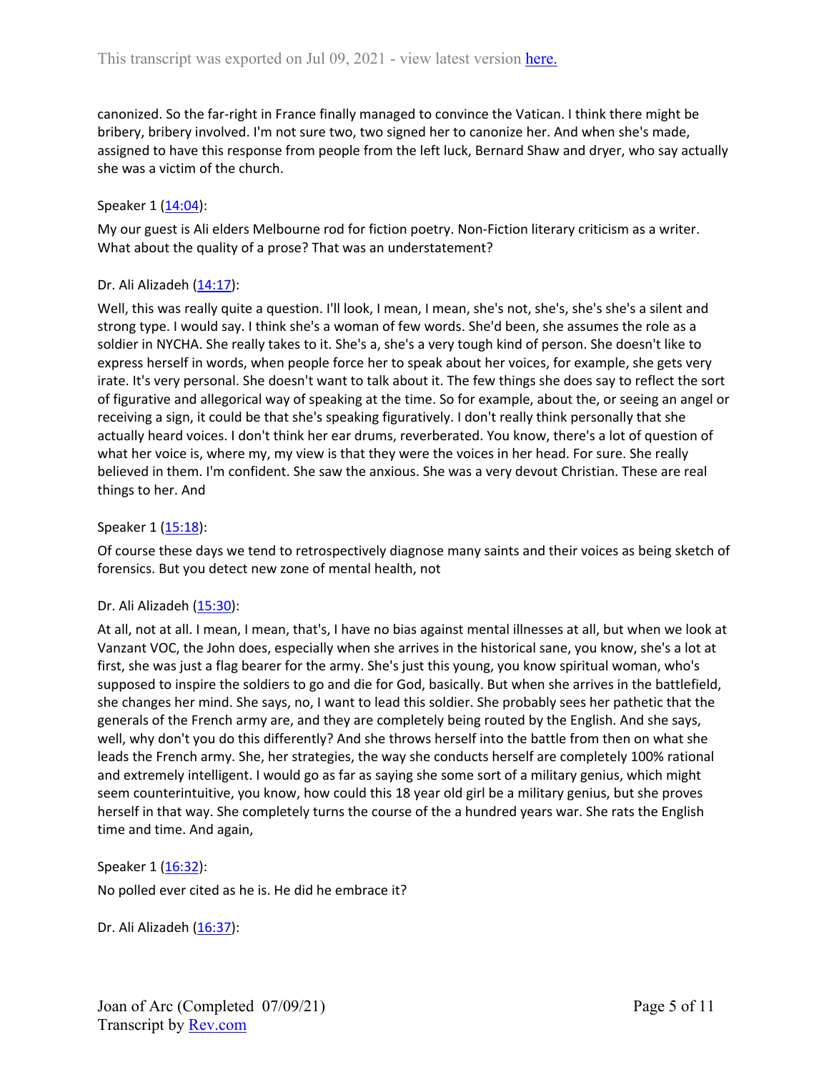canonized. So the far-right in France finally managed to convince the Vatican. I think there might be bribery, bribery involved. I'm not sure two, two signed her to canonize her. And when she's made, assigned to have this response from people from the left luck, Bernard Shaw and dryer, who say actually she was a victim of the church.

Speaker 1 ([14:04](#)):

My our guest is Ali elders Melbourne rod for fiction poetry. Non-Fiction literary criticism as a writer. What about the quality of a prose? That was an understatement?

Dr. Ali Alizadeh ([14:17](#)):

Well, this was really quite a question. I'll look, I mean, I mean, she's not, she's, she's she's a silent and strong type. I would say. I think she's a woman of few words. She'd been, she assumes the role as a soldier in NYCHA. She really takes to it. She's a, she's a very tough kind of person. She doesn't like to express herself in words, when people force her to speak about her voices, for example, she gets very irate. It's very personal. She doesn't want to talk about it. The few things she does say to reflect the sort of figurative and allegorical way of speaking at the time. So for example, about the, or seeing an angel or receiving a sign, it could be that she's speaking figuratively. I don't really think personally that she actually heard voices. I don't think her ear drums, reverberated. You know, there's a lot of question of what her voice is, where my, my view is that they were the voices in her head. For sure. She really believed in them. I'm confident. She saw the anxious. She was a very devout Christian. These are real things to her. And

Speaker 1 ([15:18](#)):

Of course these days we tend to retrospectively diagnose many saints and their voices as being sketch of forensics. But you detect new zone of mental health, not

Dr. Ali Alizadeh ([15:30](#)):

At all, not at all. I mean, I mean, that's, I have no bias against mental illnesses at all, but when we look at Vanzant VOC, the John does, especially when she arrives in the historical sane, you know, she's a lot at first, she was just a flag bearer for the army. She's just this young, you know spiritual woman, who's supposed to inspire the soldiers to go and die for God, basically. But when she arrives in the battlefield, she changes her mind. She says, no, I want to lead this soldier. She probably sees her pathetic that the generals of the French army are, and they are completely being routed by the English. And she says, well, why don't you do this differently? And she throws herself into the battle from then on what she leads the French army. She, her strategies, the way she conducts herself are completely 100% rational and extremely intelligent. I would go as far as saying she some sort of a military genius, which might seem counterintuitive, you know, how could this 18 year old girl be a military genius, but she proves herself in that way. She completely turns the course of the a hundred years war. She rats the English time and time. And again,

Speaker 1 ([16:32](#)):

No polled ever cited as he is. He did he embrace it?

Dr. Ali Alizadeh ([16:37](#)):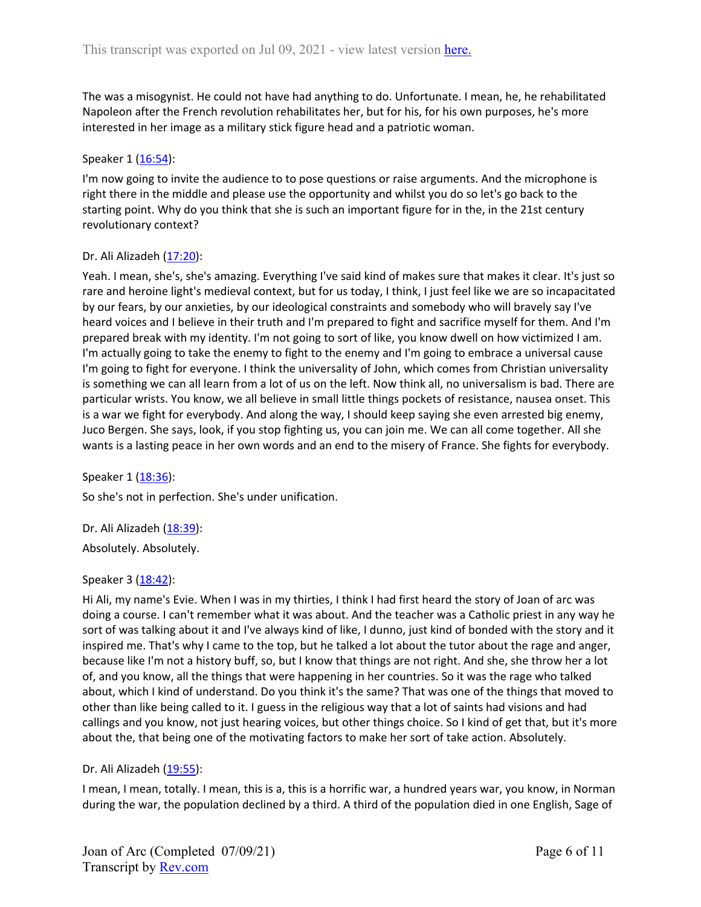The was a misogynist. He could not have had anything to do. Unfortunate. I mean, he, he rehabilitated Napoleon after the French revolution rehabilitates her, but for his, for his own purposes, he's more interested in her image as a military stick figure head and a patriotic woman.

Speaker 1 ([16:54](#)):

I'm now going to invite the audience to to pose questions or raise arguments. And the microphone is right there in the middle and please use the opportunity and whilst you do so let's go back to the starting point. Why do you think that she is such an important figure for in the, in the 21st century revolutionary context?

Dr. Ali Alizadeh ([17:20](#)):

Yeah. I mean, she's, she's amazing. Everything I've said kind of makes sure that makes it clear. It's just so rare and heroine light's medieval context, but for us today, I think, I just feel like we are so incapacitated by our fears, by our anxieties, by our ideological constraints and somebody who will bravely say I've heard voices and I believe in their truth and I'm prepared to fight and sacrifice myself for them. And I'm prepared break with my identity. I'm not going to sort of like, you know dwell on how victimized I am. I'm actually going to take the enemy to fight to the enemy and I'm going to embrace a universal cause I'm going to fight for everyone. I think the universality of John, which comes from Christian universality is something we can all learn from a lot of us on the left. Now think all, no universalism is bad. There are particular wrists. You know, we all believe in small little things pockets of resistance, nausea onset. This is a war we fight for everybody. And along the way, I should keep saying she even arrested big enemy, Juco Bergen. She says, look, if you stop fighting us, you can join me. We can all come together. All she wants is a lasting peace in her own words and an end to the misery of France. She fights for everybody.

Speaker 1 ([18:36](#)):

So she's not in perfection. She's under unification.

Dr. Ali Alizadeh ([18:39](#)):

Absolutely. Absolutely.

Speaker 3 ([18:42](#)):

Hi Ali, my name's Evie. When I was in my thirties, I think I had first heard the story of Joan of arc was doing a course. I can't remember what it was about. And the teacher was a Catholic priest in any way he sort of was talking about it and I've always kind of like, I dunno, just kind of bonded with the story and it inspired me. That's why I came to the top, but he talked a lot about the tutor about the rage and anger, because like I'm not a history buff, so, but I know that things are not right. And she, she throw her a lot of, and you know, all the things that were happening in her countries. So it was the rage who talked about, which I kind of understand. Do you think it's the same? That was one of the things that moved to other than like being called to it. I guess in the religious way that a lot of saints had visions and had callings and you know, not just hearing voices, but other things choice. So I kind of get that, but it's more about the, that being one of the motivating factors to make her sort of take action. Absolutely.

Dr. Ali Alizadeh ([19:55](#)):

I mean, I mean, totally. I mean, this is a, this is a horrific war, a hundred years war, you know, in Norman during the war, the population declined by a third. A third of the population died in one English, Sage of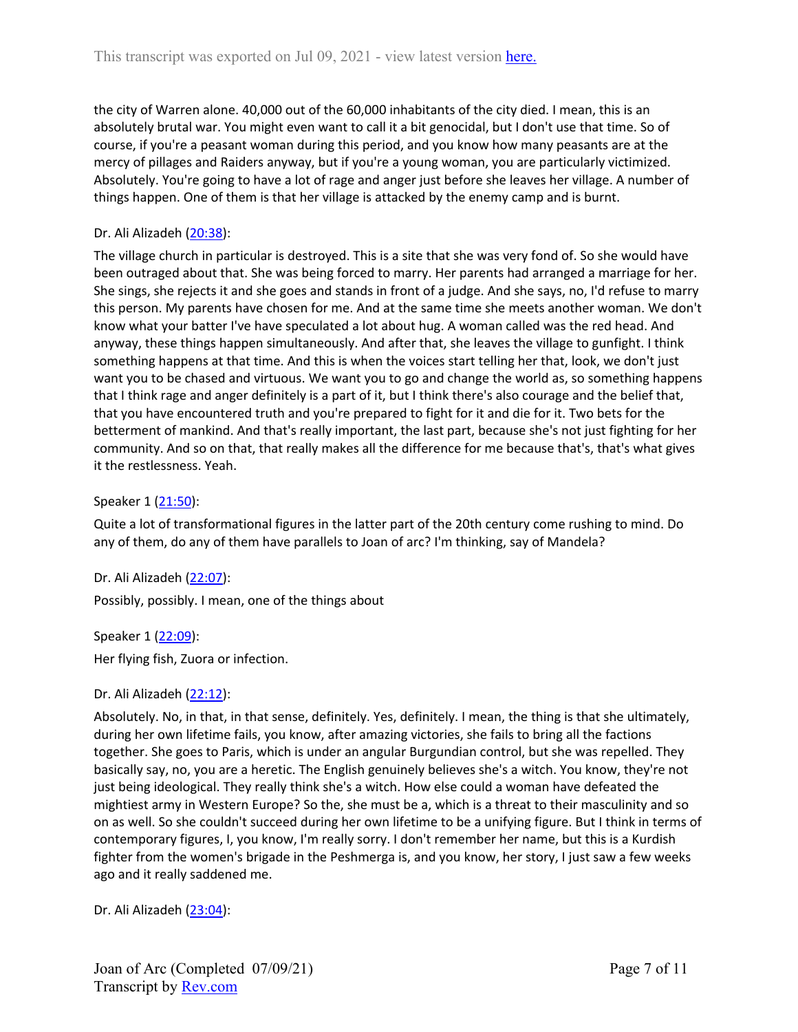the city of Warren alone. 40,000 out of the 60,000 inhabitants of the city died. I mean, this is an absolutely brutal war. You might even want to call it a bit genocidal, but I don't use that time. So of course, if you're a peasant woman during this period, and you know how many peasants are at the mercy of pillages and Raiders anyway, but if you're a young woman, you are particularly victimized. Absolutely. You're going to have a lot of rage and anger just before she leaves her village. A number of things happen. One of them is that her village is attacked by the enemy camp and is burnt.

Dr. Ali Alizadeh ([20:38](#)):

The village church in particular is destroyed. This is a site that she was very fond of. So she would have been outraged about that. She was being forced to marry. Her parents had arranged a marriage for her. She sings, she rejects it and she goes and stands in front of a judge. And she says, no, I'd refuse to marry this person. My parents have chosen for me. And at the same time she meets another woman. We don't know what your batter I've have speculated a lot about hug. A woman called was the red head. And anyway, these things happen simultaneously. And after that, she leaves the village to gunfight. I think something happens at that time. And this is when the voices start telling her that, look, we don't just want you to be chased and virtuous. We want you to go and change the world as, so something happens that I think rage and anger definitely is a part of it, but I think there's also courage and the belief that, that you have encountered truth and you're prepared to fight for it and die for it. Two bets for the betterment of mankind. And that's really important, the last part, because she's not just fighting for her community. And so on that, that really makes all the difference for me because that's, that's what gives it the restlessness. Yeah.

Speaker 1 ([21:50](#)):

Quite a lot of transformational figures in the latter part of the 20th century come rushing to mind. Do any of them, do any of them have parallels to Joan of arc? I'm thinking, say of Mandela?

Dr. Ali Alizadeh ([22:07](#)):

Possibly, possibly. I mean, one of the things about

Speaker 1 ([22:09](#)):

Her flying fish, Zuora or infection.

Dr. Ali Alizadeh ([22:12](#)):

Absolutely. No, in that, in that sense, definitely. Yes, definitely. I mean, the thing is that she ultimately, during her own lifetime fails, you know, after amazing victories, she fails to bring all the factions together. She goes to Paris, which is under an angular Burgundian control, but she was repelled. They basically say, no, you are a heretic. The English genuinely believes she's a witch. You know, they're not just being ideological. They really think she's a witch. How else could a woman have defeated the mightiest army in Western Europe? So the, she must be a, which is a threat to their masculinity and so on as well. So she couldn't succeed during her own lifetime to be a unifying figure. But I think in terms of contemporary figures, I, you know, I'm really sorry. I don't remember her name, but this is a Kurdish fighter from the women's brigade in the Peshmerga is, and you know, her story, I just saw a few weeks ago and it really saddened me.

Dr. Ali Alizadeh ([23:04](#)):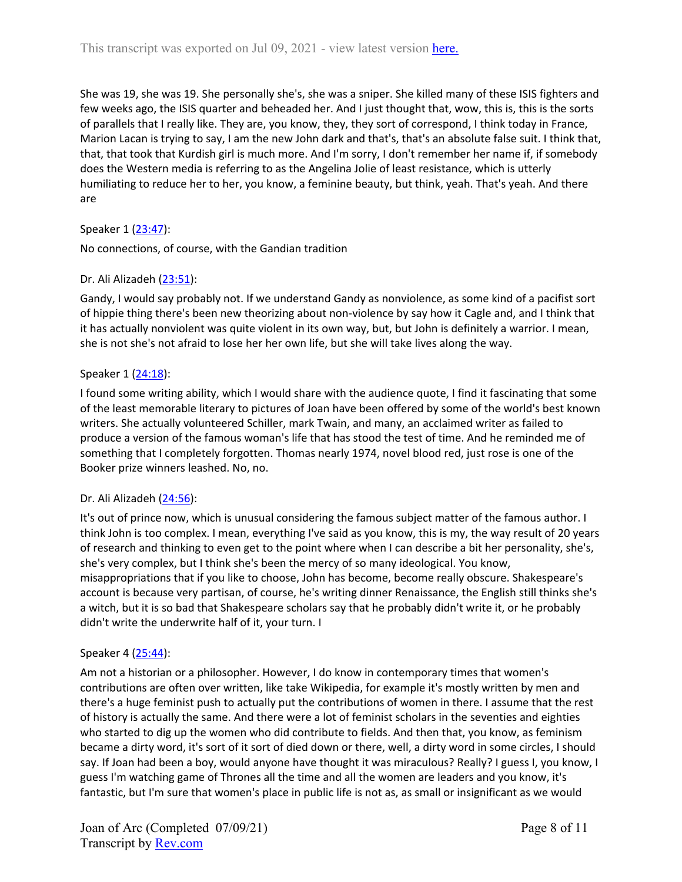She was 19, she was 19. She personally she's, she was a sniper. She killed many of these ISIS fighters and few weeks ago, the ISIS quarter and beheaded her. And I just thought that, wow, this is, this is the sorts of parallels that I really like. They are, you know, they, they sort of correspond, I think today in France, Marion Lacan is trying to say, I am the new John dark and that's, that's an absolute false suit. I think that, that, that took that Kurdish girl is much more. And I'm sorry, I don't remember her name if, if somebody does the Western media is referring to as the Angelina Jolie of least resistance, which is utterly humiliating to reduce her to her, you know, a feminine beauty, but think, yeah. That's yeah. And there are

Speaker 1 ([23:47](https://www.rev.com/transcript-editor/shared/)):

No connections, of course, with the Gandian tradition

Dr. Ali Alizadeh ([23:51](https://www.rev.com/transcript-editor/shared/)):

Gandy, I would say probably not. If we understand Gandy as nonviolence, as some kind of a pacifist sort of hippie thing there's been new theorizing about non-violence by say how it Cagle and, and I think that it has actually nonviolent was quite violent in its own way, but, but John is definitely a warrior. I mean, she is not she's not afraid to lose her her own life, but she will take lives along the way.

Speaker 1 ([24:18](https://www.rev.com/transcript-editor/shared/)):

I found some writing ability, which I would share with the audience quote, I find it fascinating that some of the least memorable literary to pictures of Joan have been offered by some of the world's best known writers. She actually volunteered Schiller, mark Twain, and many, an acclaimed writer as failed to produce a version of the famous woman's life that has stood the test of time. And he reminded me of something that I completely forgotten. Thomas nearly 1974, novel blood red, just rose is one of the Booker prize winners leashed. No, no.

Dr. Ali Alizadeh ([24:56](https://www.rev.com/transcript-editor/shared/)):

It's out of prince now, which is unusual considering the famous subject matter of the famous author. I think John is too complex. I mean, everything I've said as you know, this is my, the way result of 20 years of research and thinking to even get to the point where when I can describe a bit her personality, she's, she's very complex, but I think she's been the mercy of so many ideological. You know, misappropriations that if you like to choose, John has become, become really obscure. Shakespeare's account is because very partisan, of course, he's writing dinner Renaissance, the English still thinks she's a witch, but it is so bad that Shakespeare scholars say that he probably didn't write it, or he probably didn't write the underwrite half of it, your turn. I

Speaker 4 ([25:44](https://www.rev.com/transcript-editor/shared/)):

Am not a historian or a philosopher. However, I do know in contemporary times that women's contributions are often over written, like take Wikipedia, for example it's mostly written by men and there's a huge feminist push to actually put the contributions of women in there. I assume that the rest of history is actually the same. And there were a lot of feminist scholars in the seventies and eighties who started to dig up the women who did contribute to fields. And then that, you know, as feminism became a dirty word, it's sort of it sort of died down or there, well, a dirty word in some circles, I should say. If Joan had been a boy, would anyone have thought it was miraculous? Really? I guess I, you know, I guess I'm watching game of Thrones all the time and all the women are leaders and you know, it's fantastic, but I'm sure that women's place in public life is not as, as small or insignificant as we would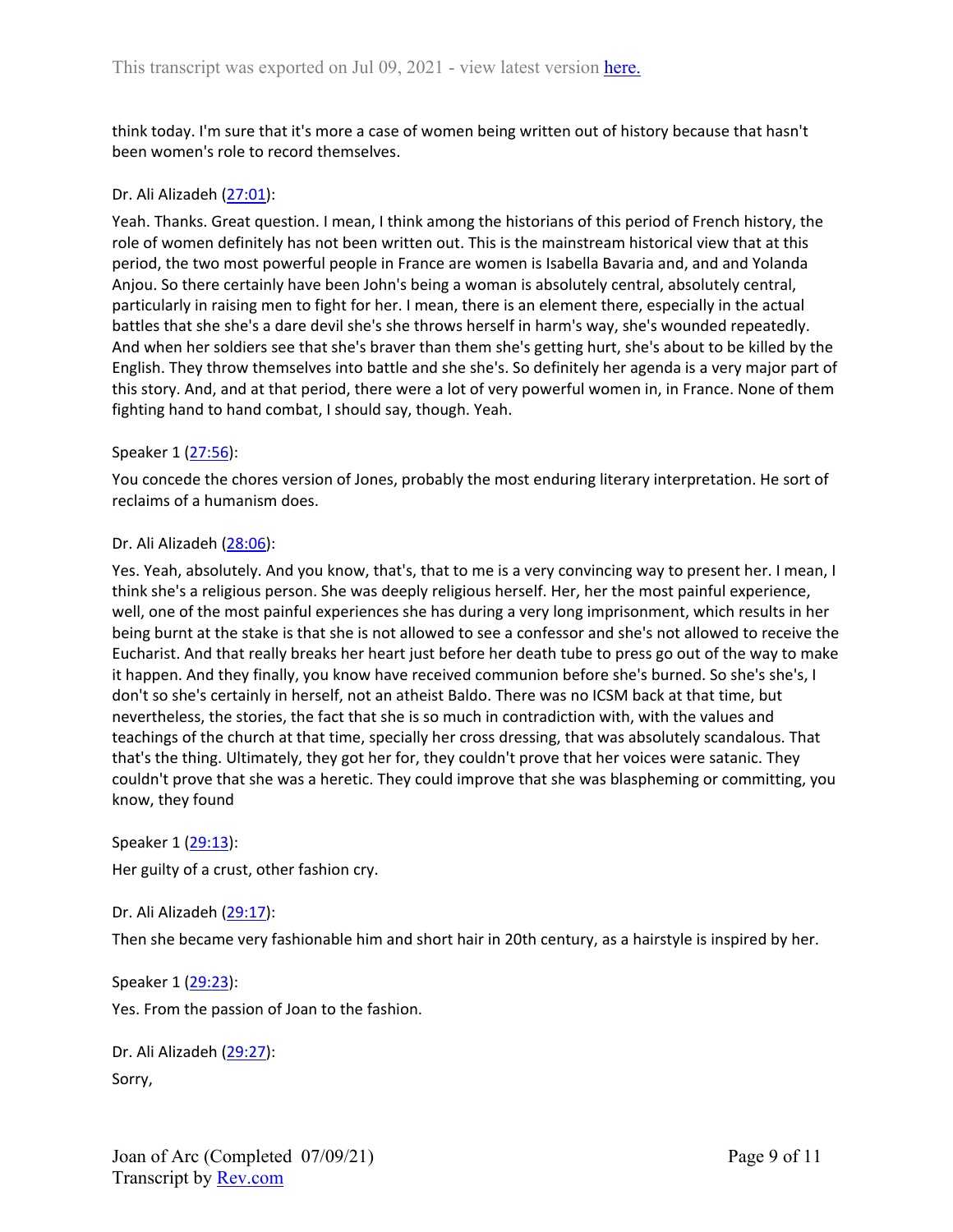think today. I'm sure that it's more a case of women being written out of history because that hasn't been women's role to record themselves.

Dr. Ali Alizadeh (27:01):

Yeah. Thanks. Great question. I mean, I think among the historians of this period of French history, the role of women definitely has not been written out. This is the mainstream historical view that at this period, the two most powerful people in France are women is Isabella Bavaria and, and and Yolanda Anjou. So there certainly have been John's being a woman is absolutely central, absolutely central, particularly in raising men to fight for her. I mean, there is an element there, especially in the actual battles that she she's a dare devil she's she throws herself in harm's way, she's wounded repeatedly. And when her soldiers see that she's braver than them she's getting hurt, she's about to be killed by the English. They throw themselves into battle and she she's. So definitely her agenda is a very major part of this story. And, and at that period, there were a lot of very powerful women in, in France. None of them fighting hand to hand combat, I should say, though. Yeah.

Speaker 1 (27:56):

You concede the chores version of Jones, probably the most enduring literary interpretation. He sort of reclaims of a humanism does.

Dr. Ali Alizadeh (28:06):

Yes. Yeah, absolutely. And you know, that's, that to me is a very convincing way to present her. I mean, I think she's a religious person. She was deeply religious herself. Her, her the most painful experience, well, one of the most painful experiences she has during a very long imprisonment, which results in her being burnt at the stake is that she is not allowed to see a confessor and she's not allowed to receive the Eucharist. And that really breaks her heart just before her death tube to press go out of the way to make it happen. And they finally, you know have received communion before she's burned. So she's she's, I don't so she's certainly in herself, not an atheist Baldo. There was no ICSM back at that time, but nevertheless, the stories, the fact that she is so much in contradiction with, with the values and teachings of the church at that time, specially her cross dressing, that was absolutely scandalous. That that's the thing. Ultimately, they got her for, they couldn't prove that her voices were satanic. They couldn't prove that she was a heretic. They could improve that she was blaspheming or committing, you know, they found

Speaker 1 (29:13):

Her guilty of a crust, other fashion cry.

Dr. Ali Alizadeh (29:17):

Then she became very fashionable him and short hair in 20th century, as a hairstyle is inspired by her.

Speaker 1 (29:23):

Yes. From the passion of Joan to the fashion.

Dr. Ali Alizadeh (29:27):

Sorry,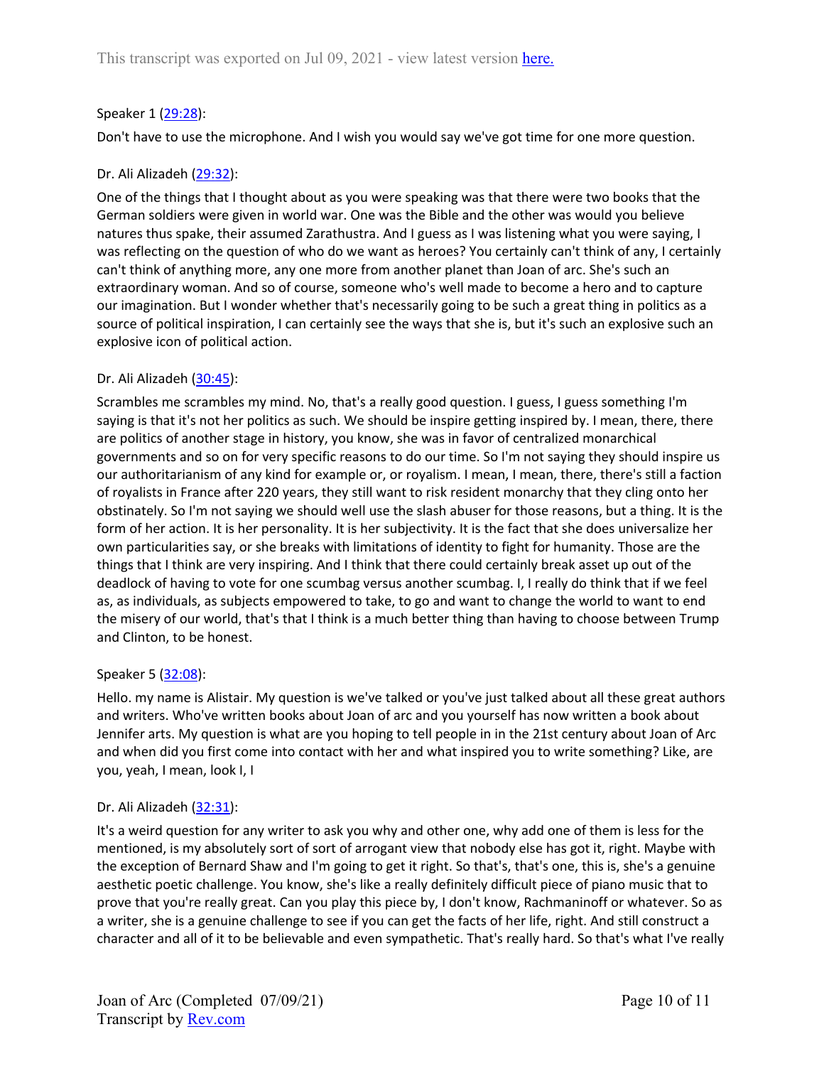This transcript was exported on Jul 09, 2021 - view latest version here.

Speaker 1 (29:28):

Don't have to use the microphone. And I wish you would say we've got time for one more question.

Dr. Ali Alizadeh (29:32):

One of the things that I thought about as you were speaking was that there were two books that the German soldiers were given in world war. One was the Bible and the other was would you believe natures thus spake, their assumed Zarathustra. And I guess as I was listening what you were saying, I was reflecting on the question of who do we want as heroes? You certainly can't think of any, I certainly can't think of anything more, any one more from another planet than Joan of arc. She's such an extraordinary woman. And so of course, someone who's well made to become a hero and to capture our imagination. But I wonder whether that's necessarily going to be such a great thing in politics as a source of political inspiration, I can certainly see the ways that she is, but it's such an explosive such an explosive icon of political action.

Dr. Ali Alizadeh (30:45):

Scrambles me scrambles my mind. No, that's a really good question. I guess, I guess something I'm saying is that it's not her politics as such. We should be inspire getting inspired by. I mean, there, there are politics of another stage in history, you know, she was in favor of centralized monarchical governments and so on for very specific reasons to do our time. So I'm not saying they should inspire us our authoritarianism of any kind for example or, or royalism. I mean, I mean, there, there's still a faction of royalists in France after 220 years, they still want to risk resident monarchy that they cling onto her obstinately. So I'm not saying we should well use the slash abuser for those reasons, but a thing. It is the form of her action. It is her personality. It is her subjectivity. It is the fact that she does universalize her own particularities say, or she breaks with limitations of identity to fight for humanity. Those are the things that I think are very inspiring. And I think that there could certainly break asset up out of the deadlock of having to vote for one scumbag versus another scumbag. I, I really do think that if we feel as, as individuals, as subjects empowered to take, to go and want to change the world to want to end the misery of our world, that's that I think is a much better thing than having to choose between Trump and Clinton, to be honest.

Speaker 5 (32:08):

Hello. my name is Alistair. My question is we've talked or you've just talked about all these great authors and writers. Who've written books about Joan of arc and you yourself has now written a book about Jennifer arts. My question is what are you hoping to tell people in in the 21st century about Joan of Arc and when did you first come into contact with her and what inspired you to write something? Like, are you, yeah, I mean, look I, I

Dr. Ali Alizadeh (32:31):

It's a weird question for any writer to ask you why and other one, why add one of them is less for the mentioned, is my absolutely sort of sort of arrogant view that nobody else has got it, right. Maybe with the exception of Bernard Shaw and I'm going to get it right. So that's, that's one, this is, she's a genuine aesthetic poetic challenge. You know, she's like a really definitely difficult piece of piano music that to prove that you're really great. Can you play this piece by, I don't know, Rachmaninoff or whatever. So as a writer, she is a genuine challenge to see if you can get the facts of her life, right. And still construct a character and all of it to be believable and even sympathetic. That's really hard. So that's what I've really

Joan of Arc (Completed 07/09/21)
Transcript by Rev.com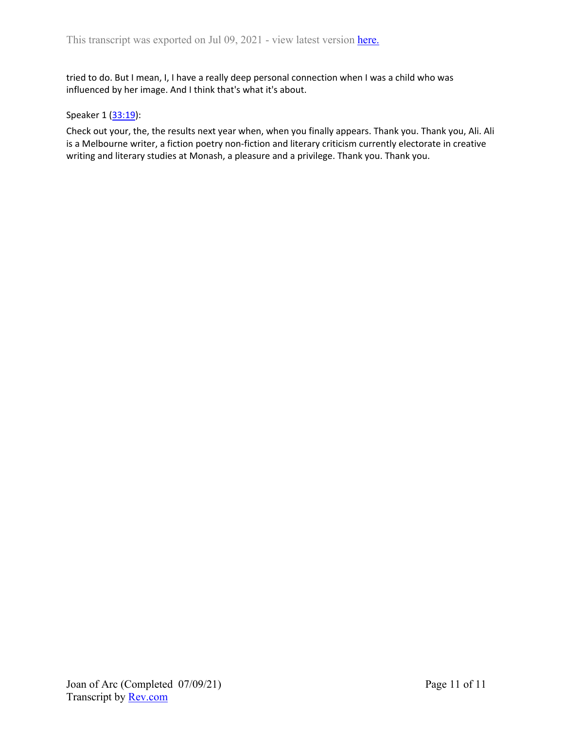tried to do. But I mean, I, I have a really deep personal connection when I was a child who was influenced by her image. And I think that's what it's about.

Speaker 1 ([33:19]):

Check out your, the, the results next year when, when you finally appears. Thank you. Thank you, Ali. Ali is a Melbourne writer, a fiction poetry non-fiction and literary criticism currently electorate in creative writing and literary studies at Monash, a pleasure and a privilege. Thank you. Thank you.